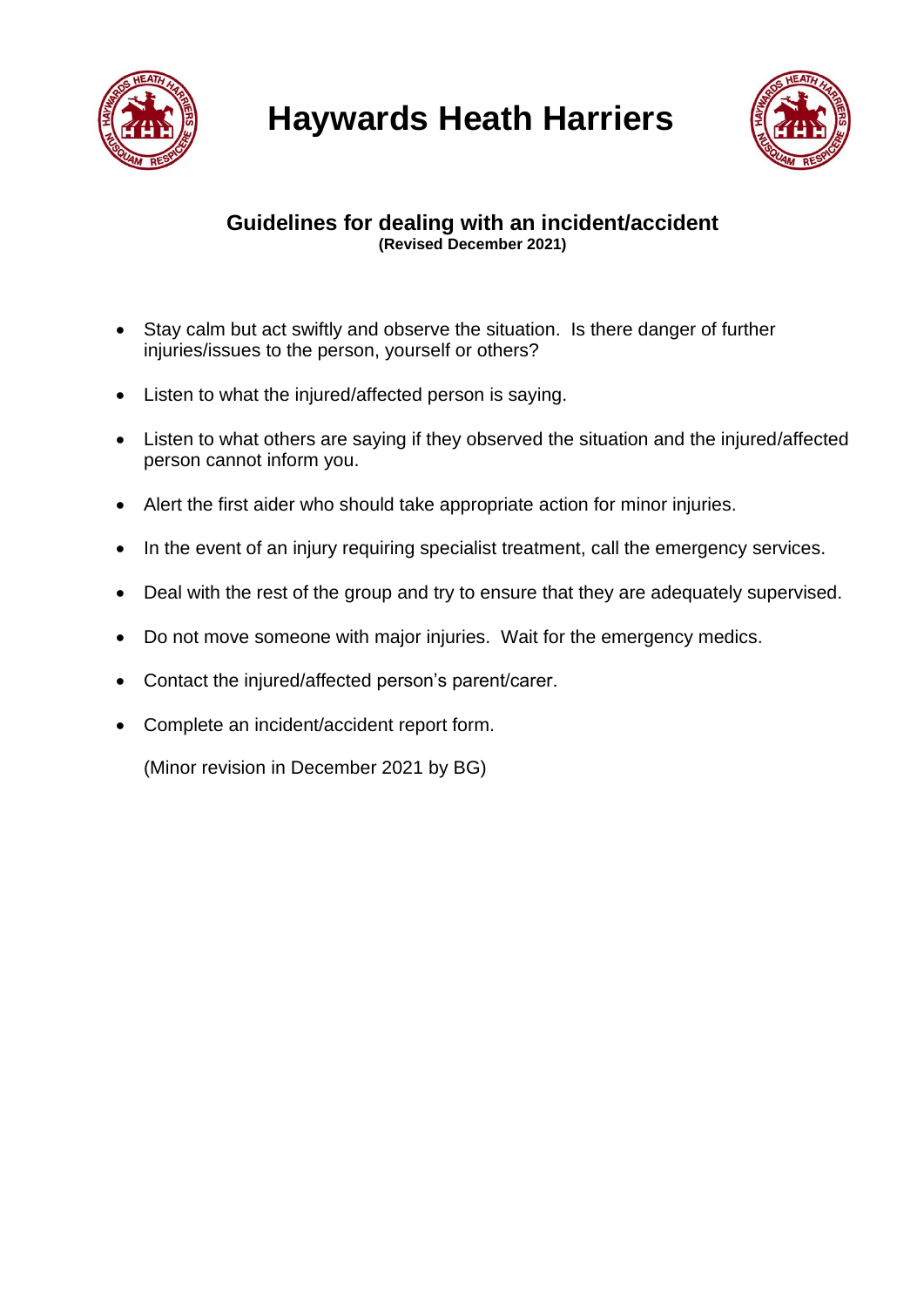# Haywards Heath Harriers

## Guidelines for dealing with an incident/accident

**(Revised December 2021)**

- Stay calm but act swiftly and observe the situation. Is there danger of further injuries/issues to the person, yourself or others?
- Listen to what the injured/affected person is saying.
- Listen to what others are saying if they observed the situation and the injured/affected person cannot inform you.
- Alert the first aider who should take appropriate action for minor injuries.
- In the event of an injury requiring specialist treatment, call the emergency services.
- Deal with the rest of the group and try to ensure that they are adequately supervised.
- Do not move someone with major injuries. Wait for the emergency medics.
- Contact the injured/affected person's parent/carer.
- Complete an incident/accident report form.

(Minor revision in December 2021 by BG)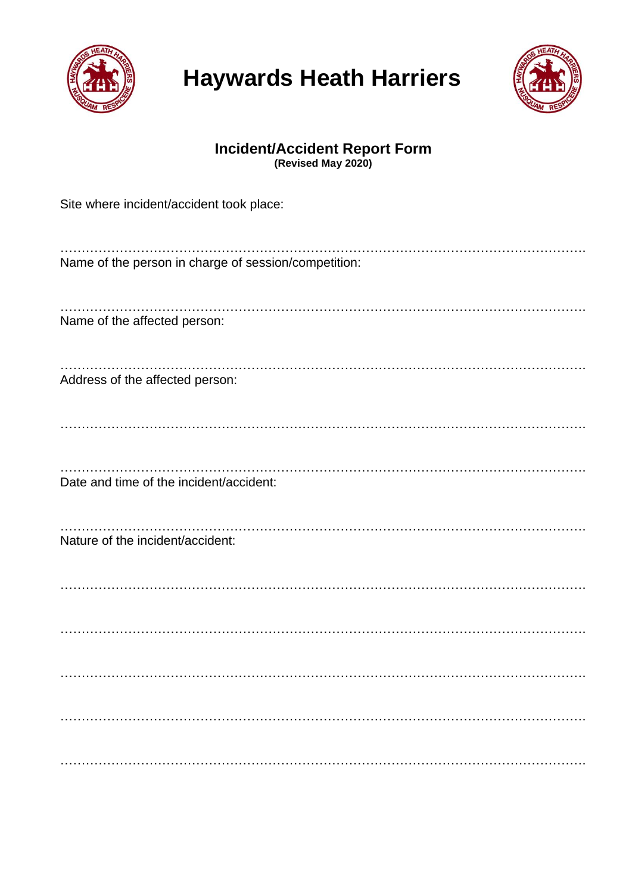# Haywards Heath Harriers

## Incident/Accident Report Form

**(Revised May 2020)**

Site where incident/accident took place:

……………………………………………………………………………………………………………

Name of the person in charge of session/competition:

……………………………………………………………………………………………………………

Name of the affected person:

……………………………………………………………………………………………………………

Address of the affected person:

……………………………………………………………………………………………………………

……………………………………………………………………………………………………………

Date and time of the incident/accident:

……………………………………………………………………………………………………………

Nature of the incident/accident:

……………………………………………………………………………………………………………

……………………………………………………………………………………………………………

……………………………………………………………………………………………………………

……………………………………………………………………………………………………………

……………………………………………………………………………………………………………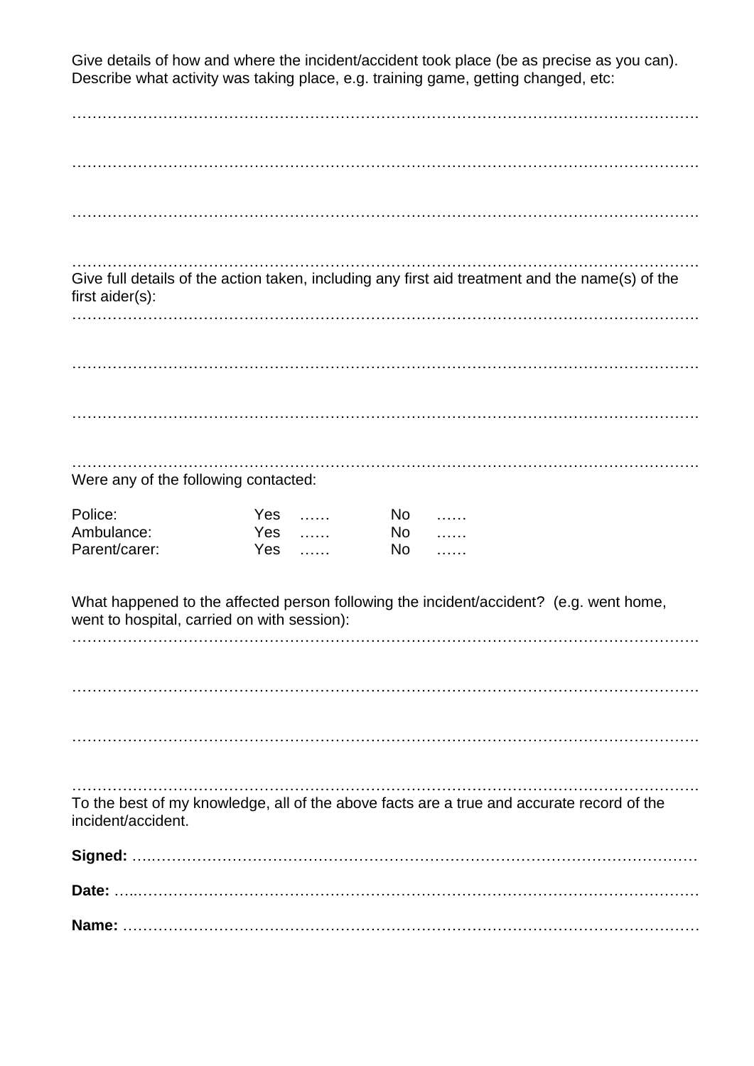Give details of how and where the incident/accident took place (be as precise as you can). Describe what activity was taking place, e.g. training game, getting changed, etc:

……………………………………………………………………………………………………………

……………………………………………………………………………………………………………

……………………………………………………………………………………………………………

……………………………………………………………………………………………………………

Give full details of the action taken, including any first aid treatment and the name(s) of the first aider(s):

……………………………………………………………………………………………………………

……………………………………………………………………………………………………………

……………………………………………………………………………………………………………

……………………………………………………………………………………………………………

Were any of the following contacted:

| | | | | |
|---|---|---|---|---|
| Police: | Yes | …… | No | …… |
| Ambulance: | Yes | …… | No | …… |
| Parent/carer: | Yes | …… | No | …… |

What happened to the affected person following the incident/accident? (e.g. went home, went to hospital, carried on with session):

……………………………………………………………………………………………………………

……………………………………………………………………………………………………………

……………………………………………………………………………………………………………

……………………………………………………………………………………………………………

To the best of my knowledge, all of the above facts are a true and accurate record of the incident/accident.

**Signed:** ……………………………………………………………………………………………

**Date:** ……………………………………………………………………………………………

**Name:** ……………………………………………………………………………………………